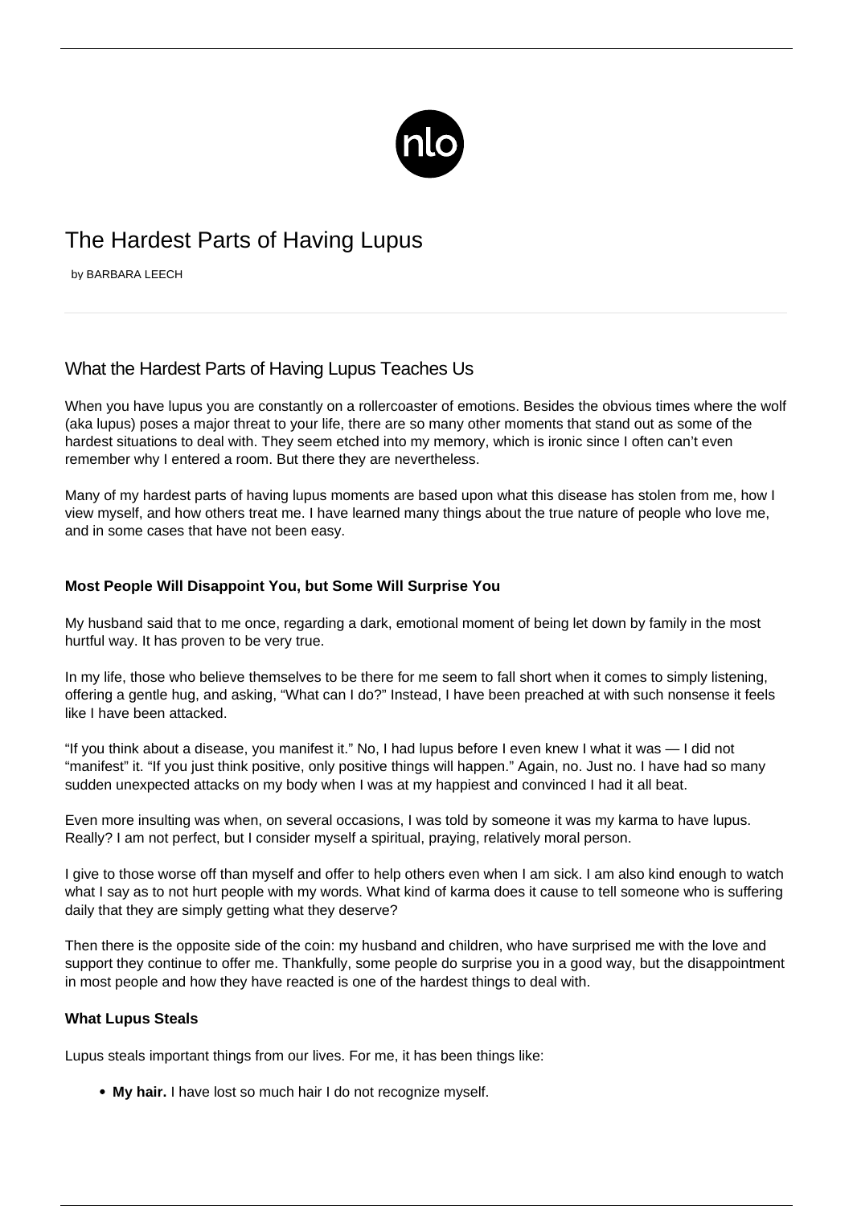# The Hardest Parts of Having Lupus

by BARBARA LEECH

## What the Hardest Parts of Having Lupus Teaches Us

When you have lupus you are constantly on a rollercoaster of emotions. Besides the obvious times where the wolf (aka lupus) poses a major threat to your life, there are so many other moments that stand out as some of the hardest situations to deal with. They seem etched into my memory, which is ironic since I often can't even remember why I entered a room. But there they are nevertheless.

Many of my hardest parts of having lupus moments are based upon what this disease has stolen from me, how I view myself, and how others treat me. I have learned many things about the true nature of people who love me, and in some cases that have not been easy.

### Most People Will Disappoint You, but Some Will Surprise You

My husband said that to me once, regarding a dark, emotional moment of being let down by family in the most hurtful way. It has proven to be very true.

In my life, those who believe themselves to be there for me seem to fall short when it comes to simply listening, offering a gentle hug, and asking, "What can I do?" Instead, I have been preached at with such nonsense it feels like I have been attacked.

"If you think about a disease, you manifest it." No, I had lupus before I even knew I what it was — I did not "manifest" it. "If you just think positive, only positive things will happen." Again, no. Just no. I have had so many sudden unexpected attacks on my body when I was at my happiest and convinced I had it all beat.

Even more insulting was when, on several occasions, I was told by someone it was my karma to have lupus. Really? I am not perfect, but I consider myself a spiritual, praying, relatively moral person.

I give to those worse off than myself and offer to help others even when I am sick. I am also kind enough to watch what I say as to not hurt people with my words. What kind of karma does it cause to tell someone who is suffering daily that they are simply getting what they deserve?

Then there is the opposite side of the coin: my husband and children, who have surprised me with the love and support they continue to offer me. Thankfully, some people do surprise you in a good way, but the disappointment in most people and how they have reacted is one of the hardest things to deal with.

### What Lupus Steals

Lupus steals important things from our lives. For me, it has been things like:

- **My hair.** I have lost so much hair I do not recognize myself.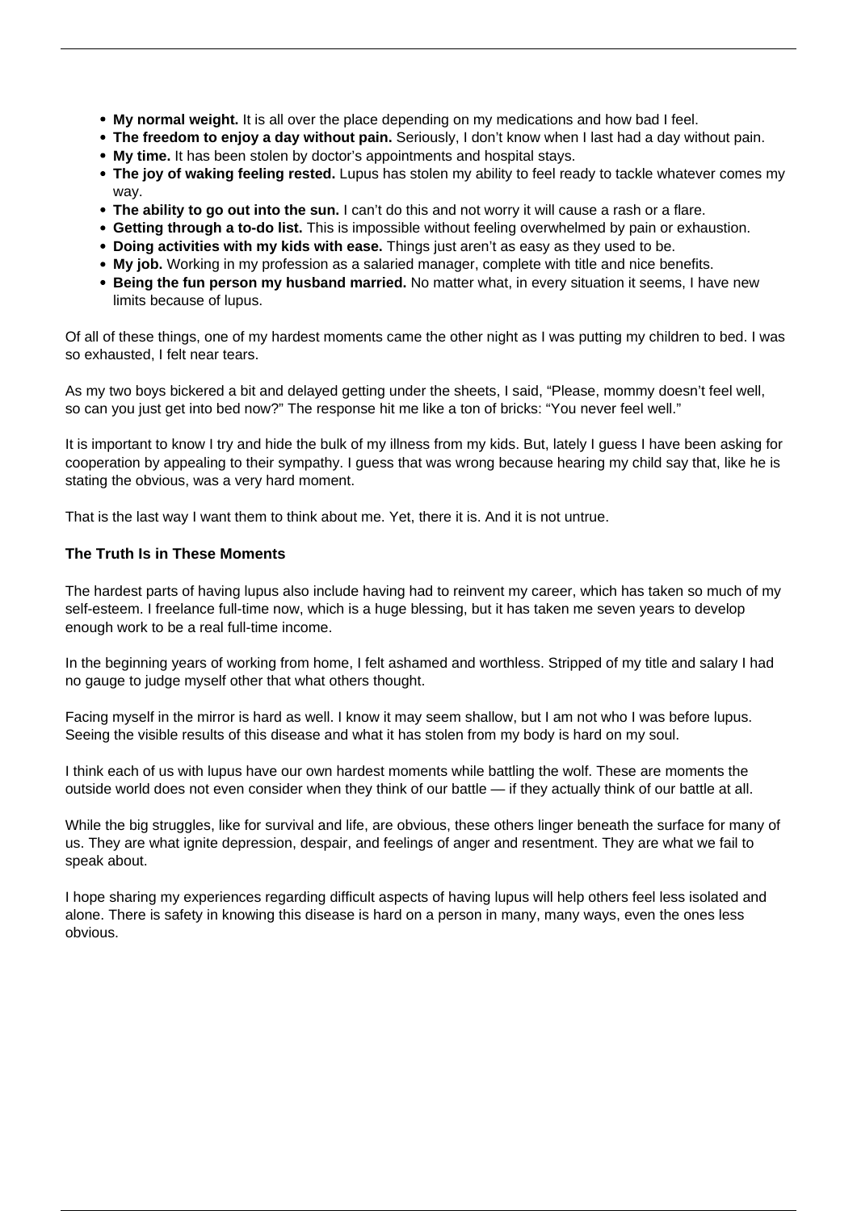- **My normal weight.** It is all over the place depending on my medications and how bad I feel.
- **The freedom to enjoy a day without pain.** Seriously, I don't know when I last had a day without pain.
- **My time.** It has been stolen by doctor's appointments and hospital stays.
- **The joy of waking feeling rested.** Lupus has stolen my ability to feel ready to tackle whatever comes my way.
- **The ability to go out into the sun.** I can't do this and not worry it will cause a rash or a flare.
- **Getting through a to-do list.** This is impossible without feeling overwhelmed by pain or exhaustion.
- **Doing activities with my kids with ease.** Things just aren't as easy as they used to be.
- **My job.** Working in my profession as a salaried manager, complete with title and nice benefits.
- **Being the fun person my husband married.** No matter what, in every situation it seems, I have new limits because of lupus.

Of all of these things, one of my hardest moments came the other night as I was putting my children to bed. I was so exhausted, I felt near tears.

As my two boys bickered a bit and delayed getting under the sheets, I said, "Please, mommy doesn't feel well, so can you just get into bed now?" The response hit me like a ton of bricks: "You never feel well."

It is important to know I try and hide the bulk of my illness from my kids. But, lately I guess I have been asking for cooperation by appealing to their sympathy. I guess that was wrong because hearing my child say that, like he is stating the obvious, was a very hard moment.

That is the last way I want them to think about me. Yet, there it is. And it is not untrue.

### The Truth Is in These Moments

The hardest parts of having lupus also include having had to reinvent my career, which has taken so much of my self-esteem. I freelance full-time now, which is a huge blessing, but it has taken me seven years to develop enough work to be a real full-time income.

In the beginning years of working from home, I felt ashamed and worthless. Stripped of my title and salary I had no gauge to judge myself other that what others thought.

Facing myself in the mirror is hard as well. I know it may seem shallow, but I am not who I was before lupus. Seeing the visible results of this disease and what it has stolen from my body is hard on my soul.

I think each of us with lupus have our own hardest moments while battling the wolf. These are moments the outside world does not even consider when they think of our battle — if they actually think of our battle at all.

While the big struggles, like for survival and life, are obvious, these others linger beneath the surface for many of us. They are what ignite depression, despair, and feelings of anger and resentment. They are what we fail to speak about.

I hope sharing my experiences regarding difficult aspects of having lupus will help others feel less isolated and alone. There is safety in knowing this disease is hard on a person in many, many ways, even the ones less obvious.